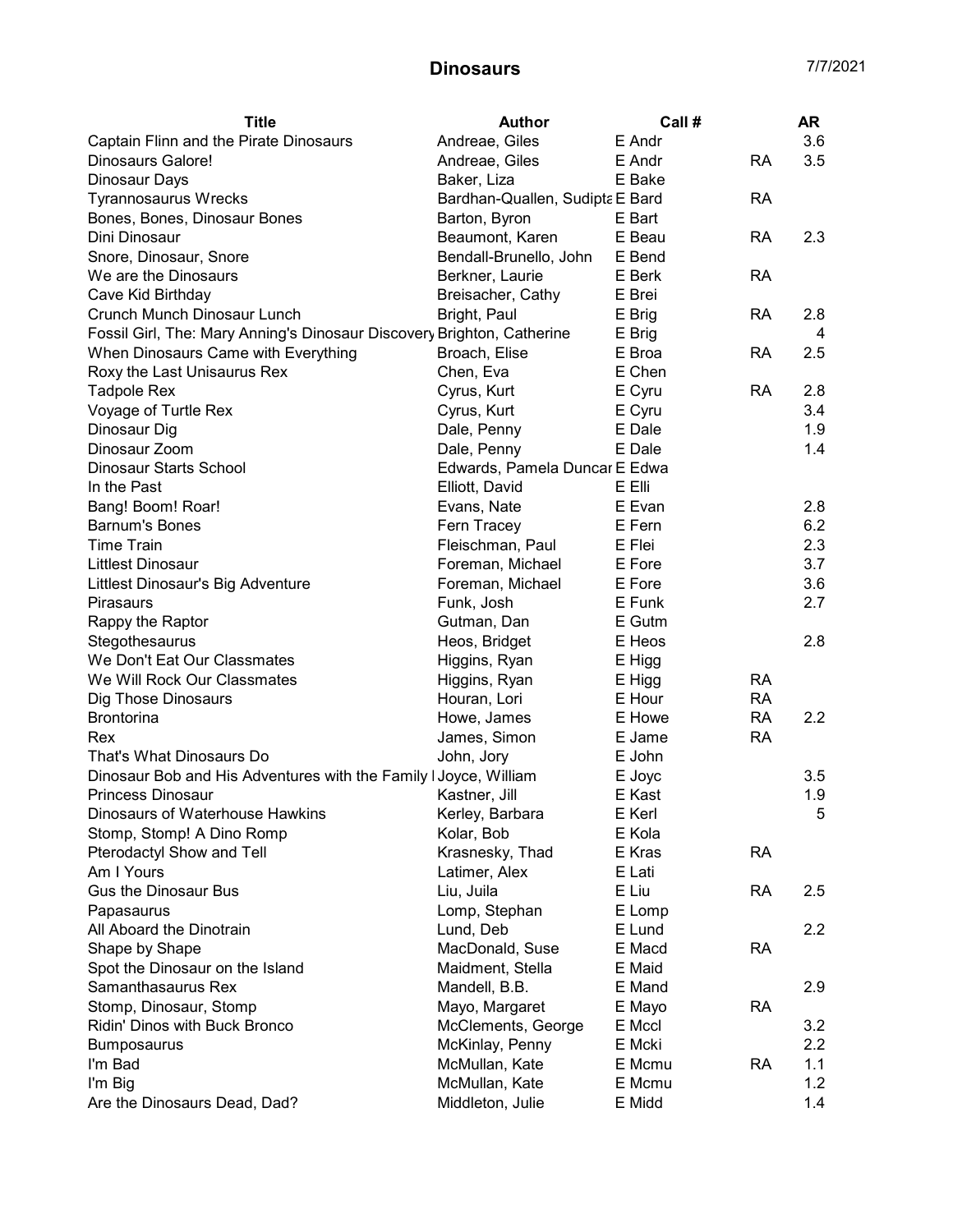# Dinosaurs

7/7/2021

| Title | Author | Call # | | AR |
|---|---|---|---|---|
| Captain Flinn and the Pirate Dinosaurs | Andreae, Giles | E Andr | | 3.6 |
| Dinosaurs Galore! | Andreae, Giles | E Andr | RA | 3.5 |
| Dinosaur Days | Baker, Liza | E Bake | | |
| Tyrannosaurus Wrecks | Bardhan-Quallen, Sudipta | E Bard | RA | |
| Bones, Bones, Dinosaur Bones | Barton, Byron | E Bart | | |
| Dini Dinosaur | Beaumont, Karen | E Beau | RA | 2.3 |
| Snore, Dinosaur, Snore | Bendall-Brunello, John | E Bend | | |
| We are the Dinosaurs | Berkner, Laurie | E Berk | RA | |
| Cave Kid Birthday | Breisacher, Cathy | E Brei | | |
| Crunch Munch Dinosaur Lunch | Bright, Paul | E Brig | RA | 2.8 |
| Fossil Girl, The: Mary Anning's Dinosaur Discovery | Brighton, Catherine | E Brig | | 4 |
| When Dinosaurs Came with Everything | Broach, Elise | E Broa | RA | 2.5 |
| Roxy the Last Unisaurus Rex | Chen, Eva | E Chen | | |
| Tadpole Rex | Cyrus, Kurt | E Cyru | RA | 2.8 |
| Voyage of Turtle Rex | Cyrus, Kurt | E Cyru | | 3.4 |
| Dinosaur Dig | Dale, Penny | E Dale | | 1.9 |
| Dinosaur Zoom | Dale, Penny | E Dale | | 1.4 |
| Dinosaur Starts School | Edwards, Pamela Duncan | E Edwa | | |
| In the Past | Elliott, David | E Elli | | |
| Bang! Boom! Roar! | Evans, Nate | E Evan | | 2.8 |
| Barnum's Bones | Fern Tracey | E Fern | | 6.2 |
| Time Train | Fleischman, Paul | E Flei | | 2.3 |
| Littlest Dinosaur | Foreman, Michael | E Fore | | 3.7 |
| Littlest Dinosaur's Big Adventure | Foreman, Michael | E Fore | | 3.6 |
| Pirasaurs | Funk, Josh | E Funk | | 2.7 |
| Rappy the Raptor | Gutman, Dan | E Gutm | | |
| Stegothesaurus | Heos, Bridget | E Heos | | 2.8 |
| We Don't Eat Our Classmates | Higgins, Ryan | E Higg | | |
| We Will Rock Our Classmates | Higgins, Ryan | E Higg | RA | |
| Dig Those Dinosaurs | Houran, Lori | E Hour | RA | |
| Brontorina | Howe, James | E Howe | RA | 2.2 |
| Rex | James, Simon | E Jame | RA | |
| That's What Dinosaurs Do | John, Jory | E John | | |
| Dinosaur Bob and His Adventures with the Family | Joyce, William | E Joyc | | 3.5 |
| Princess Dinosaur | Kastner, Jill | E Kast | | 1.9 |
| Dinosaurs of Waterhouse Hawkins | Kerley, Barbara | E Kerl | | 5 |
| Stomp, Stomp! A Dino Romp | Kolar, Bob | E Kola | | |
| Pterodactyl Show and Tell | Krasnesky, Thad | E Kras | RA | |
| Am I Yours | Latimer, Alex | E Lati | | |
| Gus the Dinosaur Bus | Liu, Juila | E Liu | RA | 2.5 |
| Papasaurus | Lomp, Stephan | E Lomp | | |
| All Aboard the Dinotrain | Lund, Deb | E Lund | | 2.2 |
| Shape by Shape | MacDonald, Suse | E Macd | RA | |
| Spot the Dinosaur on the Island | Maidment, Stella | E Maid | | |
| Samanthasaurus Rex | Mandell, B.B. | E Mand | | 2.9 |
| Stomp, Dinosaur, Stomp | Mayo, Margaret | E Mayo | RA | |
| Ridin' Dinos with Buck Bronco | McClements, George | E Mccl | | 3.2 |
| Bumposaurus | McKinlay, Penny | E Mcki | | 2.2 |
| I'm Bad | McMullan, Kate | E Mcmu | RA | 1.1 |
| I'm Big | McMullan, Kate | E Mcmu | | 1.2 |
| Are the Dinosaurs Dead, Dad? | Middleton, Julie | E Midd | | 1.4 |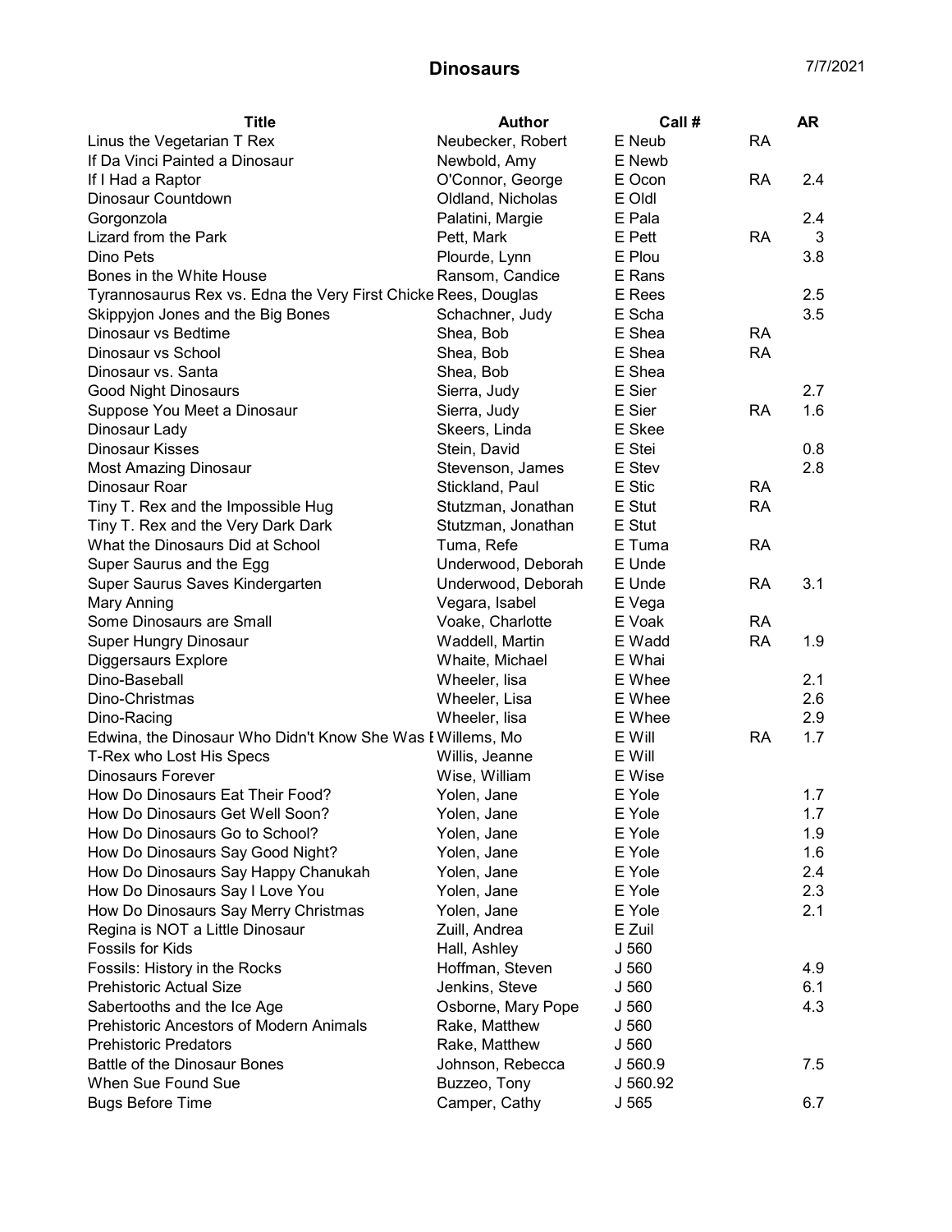## Dinosaurs

7/7/2021

| Title | Author | Call # | | AR |
|---|---|---|---|---|
| Linus the Vegetarian T Rex | Neubecker, Robert | E Neub | RA | |
| If Da Vinci Painted a Dinosaur | Newbold, Amy | E Newb | | |
| If I Had a Raptor | O'Connor, George | E Ocon | RA | 2.4 |
| Dinosaur Countdown | Oldland, Nicholas | E Oldl | | |
| Gorgonzola | Palatini, Margie | E Pala | | 2.4 |
| Lizard from the Park | Pett, Mark | E Pett | RA | 3 |
| Dino Pets | Plourde, Lynn | E Plou | | 3.8 |
| Bones in the White House | Ransom, Candice | E Rans | | |
| Tyrannosaurus Rex vs. Edna the Very First Chicke | Rees, Douglas | E Rees | | 2.5 |
| Skippyjon Jones and the Big Bones | Schachner, Judy | E Scha | | 3.5 |
| Dinosaur vs Bedtime | Shea, Bob | E Shea | RA | |
| Dinosaur vs School | Shea, Bob | E Shea | RA | |
| Dinosaur vs. Santa | Shea, Bob | E Shea | | |
| Good Night Dinosaurs | Sierra, Judy | E Sier | | 2.7 |
| Suppose You Meet a Dinosaur | Sierra, Judy | E Sier | RA | 1.6 |
| Dinosaur Lady | Skeers, Linda | E Skee | | |
| Dinosaur Kisses | Stein, David | E Stei | | 0.8 |
| Most Amazing Dinosaur | Stevenson, James | E Stev | | 2.8 |
| Dinosaur Roar | Stickland, Paul | E Stic | RA | |
| Tiny T. Rex and the Impossible Hug | Stutzman, Jonathan | E Stut | RA | |
| Tiny T. Rex and the Very Dark Dark | Stutzman, Jonathan | E Stut | | |
| What the Dinosaurs Did at School | Tuma, Refe | E Tuma | RA | |
| Super Saurus and the Egg | Underwood, Deborah | E Unde | | |
| Super Saurus Saves Kindergarten | Underwood, Deborah | E Unde | RA | 3.1 |
| Mary Anning | Vegara, Isabel | E Vega | | |
| Some Dinosaurs are Small | Voake, Charlotte | E Voak | RA | |
| Super Hungry Dinosaur | Waddell, Martin | E Wadd | RA | 1.9 |
| Diggersaurs Explore | Whaite, Michael | E Whai | | |
| Dino-Baseball | Wheeler, lisa | E Whee | | 2.1 |
| Dino-Christmas | Wheeler, Lisa | E Whee | | 2.6 |
| Dino-Racing | Wheeler, lisa | E Whee | | 2.9 |
| Edwina, the Dinosaur Who Didn't Know She Was E | Willems, Mo | E Will | RA | 1.7 |
| T-Rex who Lost His Specs | Willis, Jeanne | E Will | | |
| Dinosaurs Forever | Wise, William | E Wise | | |
| How Do Dinosaurs Eat Their Food? | Yolen, Jane | E Yole | | 1.7 |
| How Do Dinosaurs Get Well Soon? | Yolen, Jane | E Yole | | 1.7 |
| How Do Dinosaurs Go to School? | Yolen, Jane | E Yole | | 1.9 |
| How Do Dinosaurs Say Good Night? | Yolen, Jane | E Yole | | 1.6 |
| How Do Dinosaurs Say Happy Chanukah | Yolen, Jane | E Yole | | 2.4 |
| How Do Dinosaurs Say I Love You | Yolen, Jane | E Yole | | 2.3 |
| How Do Dinosaurs Say Merry Christmas | Yolen, Jane | E Yole | | 2.1 |
| Regina is NOT a Little Dinosaur | Zuill, Andrea | E Zuil | | |
| Fossils for Kids | Hall, Ashley | J 560 | | |
| Fossils: History in the Rocks | Hoffman, Steven | J 560 | | 4.9 |
| Prehistoric Actual Size | Jenkins, Steve | J 560 | | 6.1 |
| Sabertooths and the Ice Age | Osborne, Mary Pope | J 560 | | 4.3 |
| Prehistoric Ancestors of Modern Animals | Rake, Matthew | J 560 | | |
| Prehistoric Predators | Rake, Matthew | J 560 | | |
| Battle of the Dinosaur Bones | Johnson, Rebecca | J 560.9 | | 7.5 |
| When Sue Found Sue | Buzzeo, Tony | J 560.92 | | |
| Bugs Before Time | Camper, Cathy | J 565 | | 6.7 |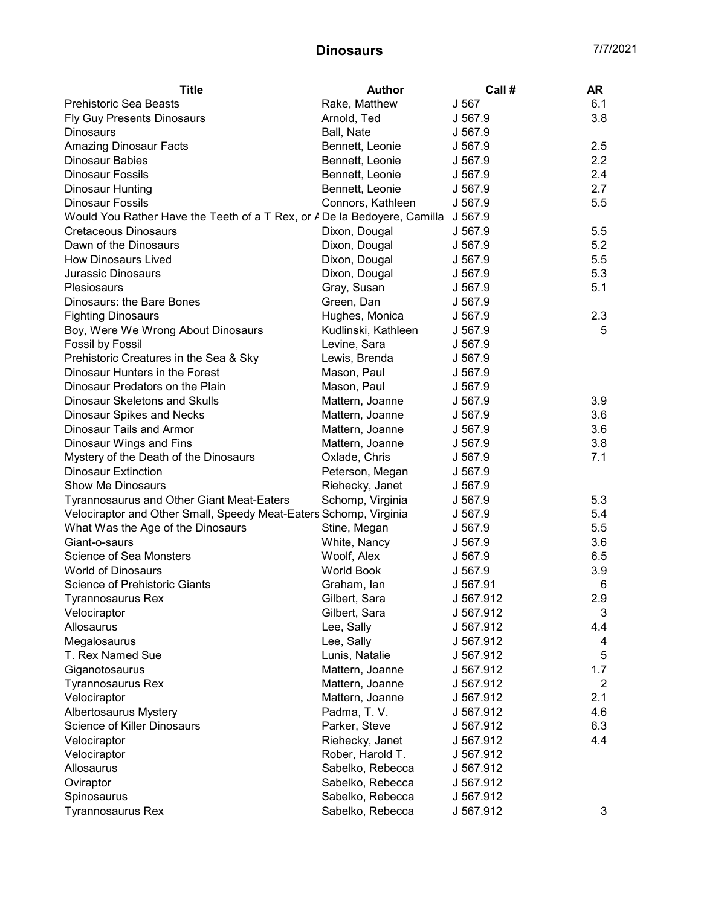# Dinosaurs

7/7/2021

| Title | Author | Call # | AR |
| --- | --- | --- | --- |
| Prehistoric Sea Beasts | Rake, Matthew | J 567 | 6.1 |
| Fly Guy Presents Dinosaurs | Arnold, Ted | J 567.9 | 3.8 |
| Dinosaurs | Ball, Nate | J 567.9 | |
| Amazing Dinosaur Facts | Bennett, Leonie | J 567.9 | 2.5 |
| Dinosaur Babies | Bennett, Leonie | J 567.9 | 2.2 |
| Dinosaur Fossils | Bennett, Leonie | J 567.9 | 2.4 |
| Dinosaur Hunting | Bennett, Leonie | J 567.9 | 2.7 |
| Dinosaur Fossils | Connors, Kathleen | J 567.9 | 5.5 |
| Would You Rather Have the Teeth of a T Rex, or A | De la Bedoyere, Camilla | J 567.9 | |
| Cretaceous Dinosaurs | Dixon, Dougal | J 567.9 | 5.5 |
| Dawn of the Dinosaurs | Dixon, Dougal | J 567.9 | 5.2 |
| How Dinosaurs Lived | Dixon, Dougal | J 567.9 | 5.5 |
| Jurassic Dinosaurs | Dixon, Dougal | J 567.9 | 5.3 |
| Plesiosaurs | Gray, Susan | J 567.9 | 5.1 |
| Dinosaurs: the Bare Bones | Green, Dan | J 567.9 | |
| Fighting Dinosaurs | Hughes, Monica | J 567.9 | 2.3 |
| Boy, Were We Wrong About Dinosaurs | Kudlinski, Kathleen | J 567.9 | 5 |
| Fossil by Fossil | Levine, Sara | J 567.9 | |
| Prehistoric Creatures in the Sea & Sky | Lewis, Brenda | J 567.9 | |
| Dinosaur Hunters in the Forest | Mason, Paul | J 567.9 | |
| Dinosaur Predators on the Plain | Mason, Paul | J 567.9 | |
| Dinosaur Skeletons and Skulls | Mattern, Joanne | J 567.9 | 3.9 |
| Dinosaur Spikes and Necks | Mattern, Joanne | J 567.9 | 3.6 |
| Dinosaur Tails and Armor | Mattern, Joanne | J 567.9 | 3.6 |
| Dinosaur Wings and Fins | Mattern, Joanne | J 567.9 | 3.8 |
| Mystery of the Death of the Dinosaurs | Oxlade, Chris | J 567.9 | 7.1 |
| Dinosaur Extinction | Peterson, Megan | J 567.9 | |
| Show Me Dinosaurs | Riehecky, Janet | J 567.9 | |
| Tyrannosaurus and Other Giant Meat-Eaters | Schomp, Virginia | J 567.9 | 5.3 |
| Velociraptor and Other Small, Speedy Meat-Eaters | Schomp, Virginia | J 567.9 | 5.4 |
| What Was the Age of the Dinosaurs | Stine, Megan | J 567.9 | 5.5 |
| Giant-o-saurs | White, Nancy | J 567.9 | 3.6 |
| Science of Sea Monsters | Woolf, Alex | J 567.9 | 6.5 |
| World of Dinosaurs | World Book | J 567.9 | 3.9 |
| Science of Prehistoric Giants | Graham, Ian | J 567.91 | 6 |
| Tyrannosaurus Rex | Gilbert, Sara | J 567.912 | 2.9 |
| Velociraptor | Gilbert, Sara | J 567.912 | 3 |
| Allosaurus | Lee, Sally | J 567.912 | 4.4 |
| Megalosaurus | Lee, Sally | J 567.912 | 4 |
| T. Rex Named Sue | Lunis, Natalie | J 567.912 | 5 |
| Giganotosaurus | Mattern, Joanne | J 567.912 | 1.7 |
| Tyrannosaurus Rex | Mattern, Joanne | J 567.912 | 2 |
| Velociraptor | Mattern, Joanne | J 567.912 | 2.1 |
| Albertosaurus Mystery | Padma, T. V. | J 567.912 | 4.6 |
| Science of Killer Dinosaurs | Parker, Steve | J 567.912 | 6.3 |
| Velociraptor | Riehecky, Janet | J 567.912 | 4.4 |
| Velociraptor | Rober, Harold T. | J 567.912 | |
| Allosaurus | Sabelko, Rebecca | J 567.912 | |
| Oviraptor | Sabelko, Rebecca | J 567.912 | |
| Spinosaurus | Sabelko, Rebecca | J 567.912 | |
| Tyrannosaurus Rex | Sabelko, Rebecca | J 567.912 | 3 |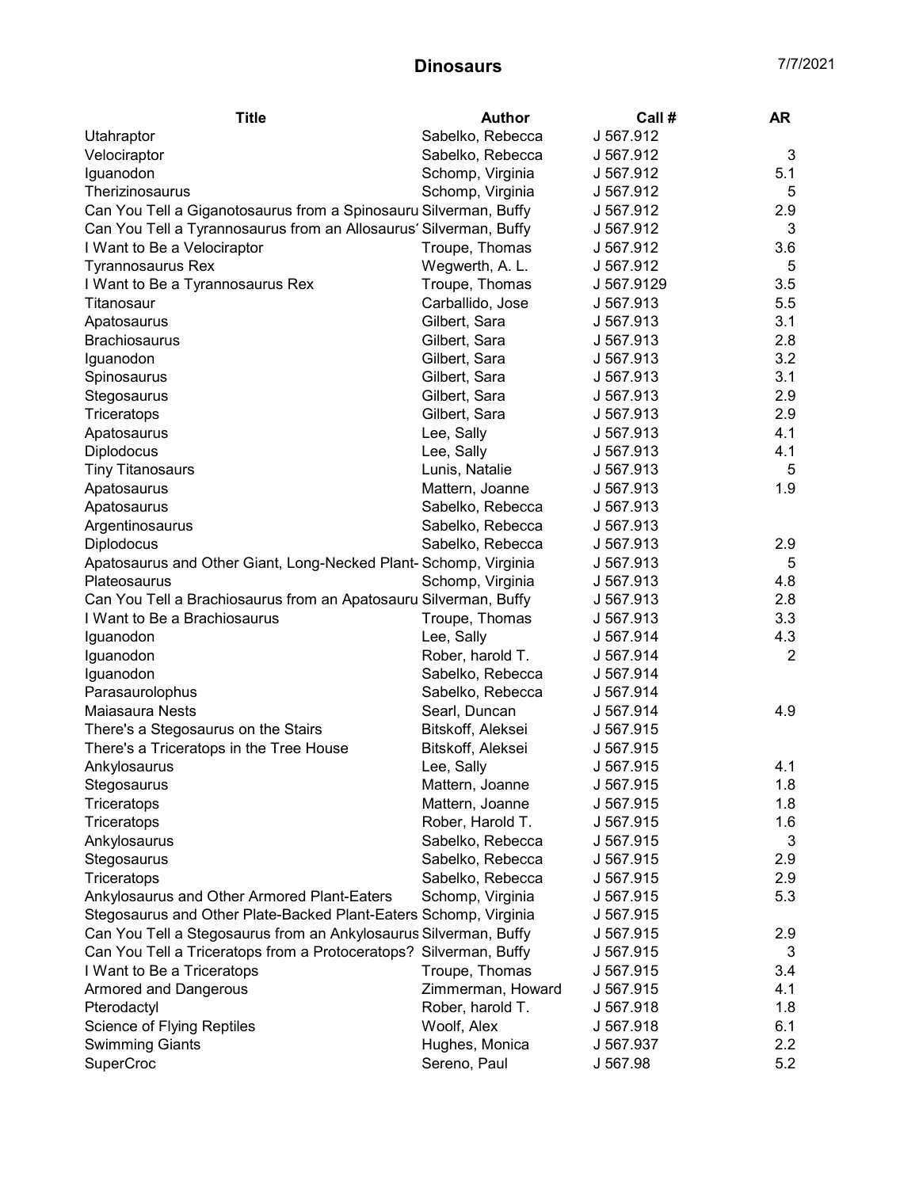# Dinosaurs

7/7/2021

| Title | Author | Call # | AR |
|---|---|---|---|
| Utahraptor | Sabelko, Rebecca | J 567.912 | |
| Velociraptor | Sabelko, Rebecca | J 567.912 | 3 |
| Iguanodon | Schomp, Virginia | J 567.912 | 5.1 |
| Therizinosaurus | Schomp, Virginia | J 567.912 | 5 |
| Can You Tell a Giganotosaurus from a Spinosauru | Silverman, Buffy | J 567.912 | 2.9 |
| Can You Tell a Tyrannosaurus from an Allosaurus' | Silverman, Buffy | J 567.912 | 3 |
| I Want to Be a Velociraptor | Troupe, Thomas | J 567.912 | 3.6 |
| Tyrannosaurus Rex | Wegwerth, A. L. | J 567.912 | 5 |
| I Want to Be a Tyrannosaurus Rex | Troupe, Thomas | J 567.9129 | 3.5 |
| Titanosaur | Carballido, Jose | J 567.913 | 5.5 |
| Apatosaurus | Gilbert, Sara | J 567.913 | 3.1 |
| Brachiosaurus | Gilbert, Sara | J 567.913 | 2.8 |
| Iguanodon | Gilbert, Sara | J 567.913 | 3.2 |
| Spinosaurus | Gilbert, Sara | J 567.913 | 3.1 |
| Stegosaurus | Gilbert, Sara | J 567.913 | 2.9 |
| Triceratops | Gilbert, Sara | J 567.913 | 2.9 |
| Apatosaurus | Lee, Sally | J 567.913 | 4.1 |
| Diplodocus | Lee, Sally | J 567.913 | 4.1 |
| Tiny Titanosaurs | Lunis, Natalie | J 567.913 | 5 |
| Apatosaurus | Mattern, Joanne | J 567.913 | 1.9 |
| Apatosaurus | Sabelko, Rebecca | J 567.913 | |
| Argentinosaurus | Sabelko, Rebecca | J 567.913 | |
| Diplodocus | Sabelko, Rebecca | J 567.913 | 2.9 |
| Apatosaurus and Other Giant, Long-Necked Plant- | Schomp, Virginia | J 567.913 | 5 |
| Plateosaurus | Schomp, Virginia | J 567.913 | 4.8 |
| Can You Tell a Brachiosaurus from an Apatosauru | Silverman, Buffy | J 567.913 | 2.8 |
| I Want to Be a Brachiosaurus | Troupe, Thomas | J 567.913 | 3.3 |
| Iguanodon | Lee, Sally | J 567.914 | 4.3 |
| Iguanodon | Rober, harold T. | J 567.914 | 2 |
| Iguanodon | Sabelko, Rebecca | J 567.914 | |
| Parasaurolophus | Sabelko, Rebecca | J 567.914 | |
| Maiasaura Nests | Searl, Duncan | J 567.914 | 4.9 |
| There's a Stegosaurus on the Stairs | Bitskoff, Aleksei | J 567.915 | |
| There's a Triceratops in the Tree House | Bitskoff, Aleksei | J 567.915 | |
| Ankylosaurus | Lee, Sally | J 567.915 | 4.1 |
| Stegosaurus | Mattern, Joanne | J 567.915 | 1.8 |
| Triceratops | Mattern, Joanne | J 567.915 | 1.8 |
| Triceratops | Rober, Harold T. | J 567.915 | 1.6 |
| Ankylosaurus | Sabelko, Rebecca | J 567.915 | 3 |
| Stegosaurus | Sabelko, Rebecca | J 567.915 | 2.9 |
| Triceratops | Sabelko, Rebecca | J 567.915 | 2.9 |
| Ankylosaurus and Other Armored Plant-Eaters | Schomp, Virginia | J 567.915 | 5.3 |
| Stegosaurus and Other Plate-Backed Plant-Eaters | Schomp, Virginia | J 567.915 | |
| Can You Tell a Stegosaurus from an Ankylosaurus | Silverman, Buffy | J 567.915 | 2.9 |
| Can You Tell a Triceratops from a Protoceratops? | Silverman, Buffy | J 567.915 | 3 |
| I Want to Be a Triceratops | Troupe, Thomas | J 567.915 | 3.4 |
| Armored and Dangerous | Zimmerman, Howard | J 567.915 | 4.1 |
| Pterodactyl | Rober, harold T. | J 567.918 | 1.8 |
| Science of Flying Reptiles | Woolf, Alex | J 567.918 | 6.1 |
| Swimming Giants | Hughes, Monica | J 567.937 | 2.2 |
| SuperCroc | Sereno, Paul | J 567.98 | 5.2 |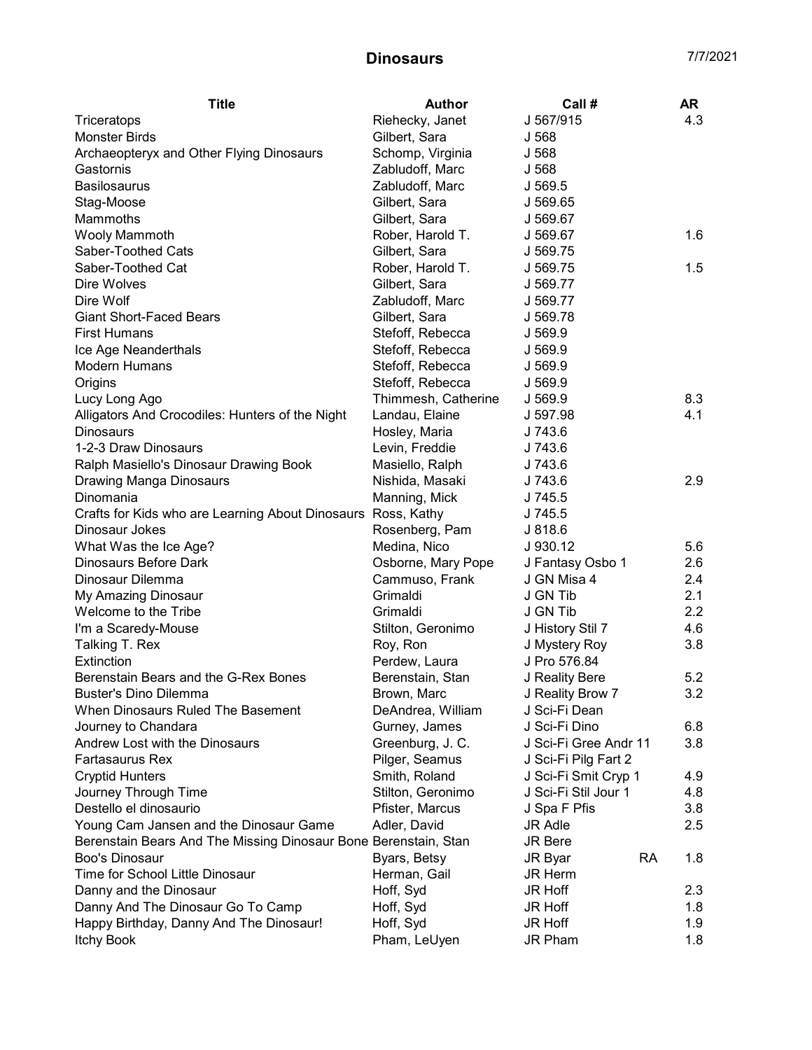# Dinosaurs

7/7/2021

| Title | Author | Call # | | AR |
|---|---|---|---|---|
| Triceratops | Riehecky, Janet | J 567/915 | | 4.3 |
| Monster Birds | Gilbert, Sara | J 568 | | |
| Archaeopteryx and Other Flying Dinosaurs | Schomp, Virginia | J 568 | | |
| Gastornis | Zabludoff, Marc | J 568 | | |
| Basilosaurus | Zabludoff, Marc | J 569.5 | | |
| Stag-Moose | Gilbert, Sara | J 569.65 | | |
| Mammoths | Gilbert, Sara | J 569.67 | | |
| Wooly Mammoth | Rober, Harold T. | J 569.67 | | 1.6 |
| Saber-Toothed Cats | Gilbert, Sara | J 569.75 | | |
| Saber-Toothed Cat | Rober, Harold T. | J 569.75 | | 1.5 |
| Dire Wolves | Gilbert, Sara | J 569.77 | | |
| Dire Wolf | Zabludoff, Marc | J 569.77 | | |
| Giant Short-Faced Bears | Gilbert, Sara | J 569.78 | | |
| First Humans | Stefoff, Rebecca | J 569.9 | | |
| Ice Age Neanderthals | Stefoff, Rebecca | J 569.9 | | |
| Modern Humans | Stefoff, Rebecca | J 569.9 | | |
| Origins | Stefoff, Rebecca | J 569.9 | | |
| Lucy Long Ago | Thimmesh, Catherine | J 569.9 | | 8.3 |
| Alligators And Crocodiles: Hunters of the Night | Landau, Elaine | J 597.98 | | 4.1 |
| Dinosaurs | Hosley, Maria | J 743.6 | | |
| 1-2-3 Draw Dinosaurs | Levin, Freddie | J 743.6 | | |
| Ralph Masiello's Dinosaur Drawing Book | Masiello, Ralph | J 743.6 | | |
| Drawing Manga Dinosaurs | Nishida, Masaki | J 743.6 | | 2.9 |
| Dinomania | Manning, Mick | J 745.5 | | |
| Crafts for Kids who are Learning About Dinosaurs | Ross, Kathy | J 745.5 | | |
| Dinosaur Jokes | Rosenberg, Pam | J 818.6 | | |
| What Was the Ice Age? | Medina, Nico | J 930.12 | | 5.6 |
| Dinosaurs Before Dark | Osborne, Mary Pope | J Fantasy Osbo 1 | | 2.6 |
| Dinosaur Dilemma | Cammuso, Frank | J GN Misa 4 | | 2.4 |
| My Amazing Dinosaur | Grimaldi | J GN Tib | | 2.1 |
| Welcome to the Tribe | Grimaldi | J GN Tib | | 2.2 |
| I'm a Scaredy-Mouse | Stilton, Geronimo | J History Stil 7 | | 4.6 |
| Talking T. Rex | Roy, Ron | J Mystery Roy | | 3.8 |
| Extinction | Perdew, Laura | J Pro 576.84 | | |
| Berenstain Bears and the G-Rex Bones | Berenstain, Stan | J Reality Bere | | 5.2 |
| Buster's Dino Dilemma | Brown, Marc | J Reality Brow 7 | | 3.2 |
| When Dinosaurs Ruled The Basement | DeAndrea, William | J Sci-Fi Dean | | |
| Journey to Chandara | Gurney, James | J Sci-Fi Dino | | 6.8 |
| Andrew Lost with the Dinosaurs | Greenburg, J. C. | J Sci-Fi Gree Andr 11 | | 3.8 |
| Fartasaurus Rex | Pilger, Seamus | J Sci-Fi Pilg Fart 2 | | |
| Cryptid Hunters | Smith, Roland | J Sci-Fi Smit Cryp 1 | | 4.9 |
| Journey Through Time | Stilton, Geronimo | J Sci-Fi Stil Jour 1 | | 4.8 |
| Destello el dinosaurio | Pfister, Marcus | J Spa F Pfis | | 3.8 |
| Young Cam Jansen and the Dinosaur Game | Adler, David | JR Adle | | 2.5 |
| Berenstain Bears And The Missing Dinosaur Bone | Berenstain, Stan | JR Bere | | |
| Boo's Dinosaur | Byars, Betsy | JR Byar | RA | 1.8 |
| Time for School Little Dinosaur | Herman, Gail | JR Herm | | |
| Danny and the Dinosaur | Hoff, Syd | JR Hoff | | 2.3 |
| Danny And The Dinosaur Go To Camp | Hoff, Syd | JR Hoff | | 1.8 |
| Happy Birthday, Danny And The Dinosaur! | Hoff, Syd | JR Hoff | | 1.9 |
| Itchy Book | Pham, LeUyen | JR Pham | | 1.8 |